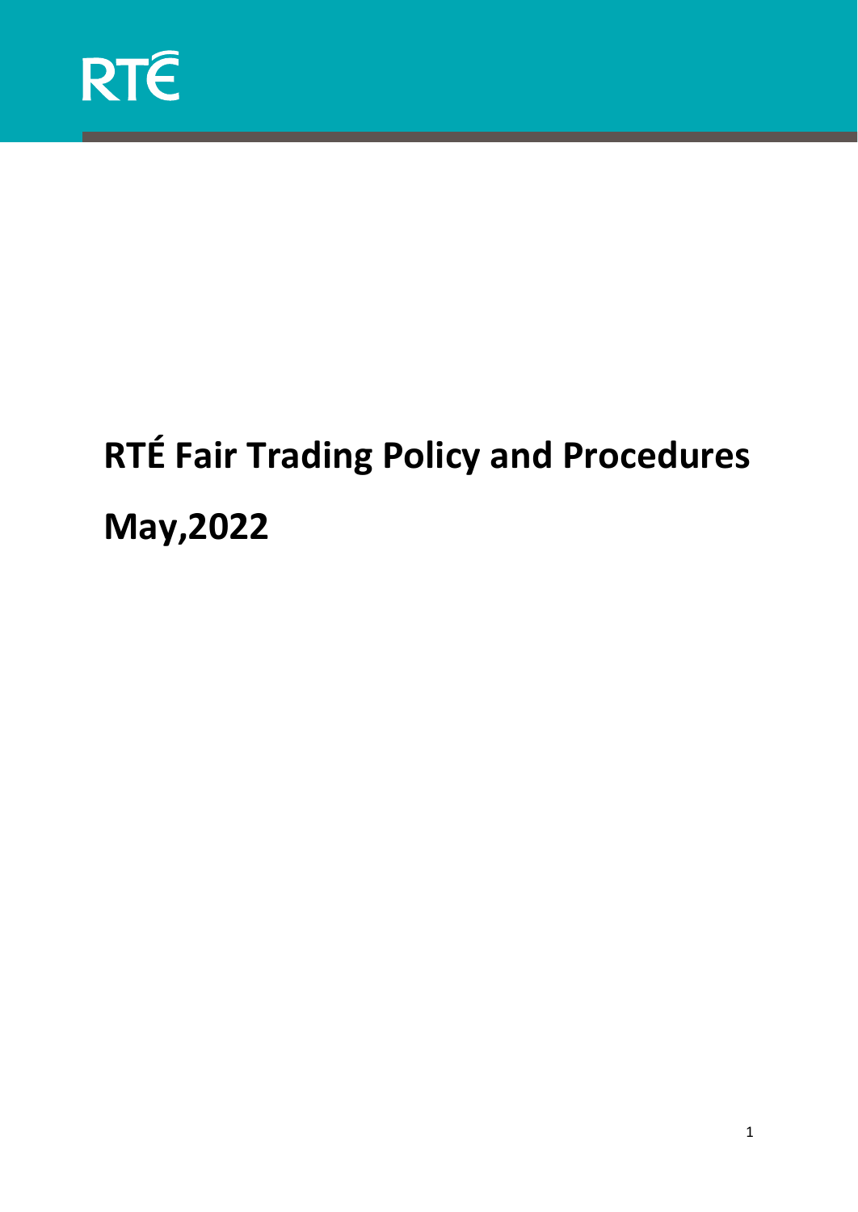RTÉ

# RTÉ Fair Trading Policy and Procedures

# May,2022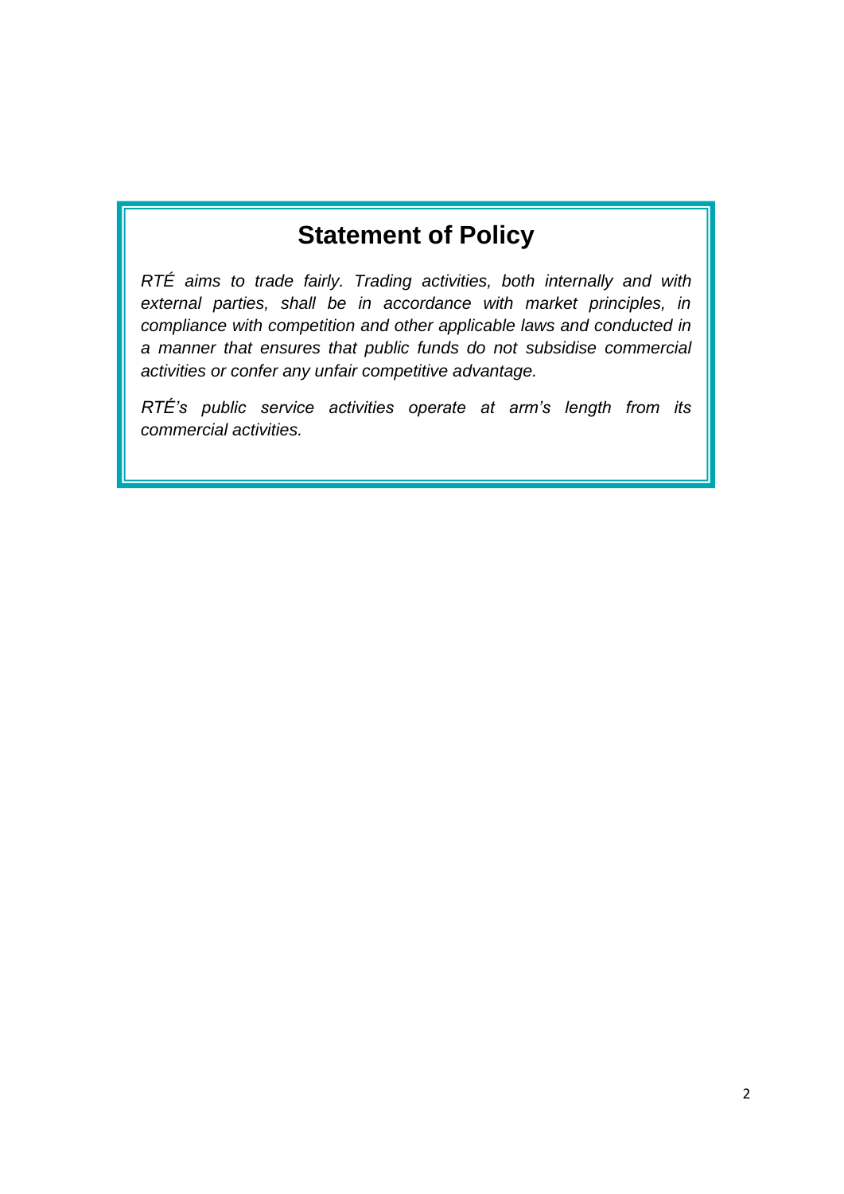## Statement of Policy

*RTÉ aims to trade fairly. Trading activities, both internally and with external parties, shall be in accordance with market principles, in compliance with competition and other applicable laws and conducted in a manner that ensures that public funds do not subsidise commercial activities or confer any unfair competitive advantage.*

*RTÉ's public service activities operate at arm's length from its commercial activities.*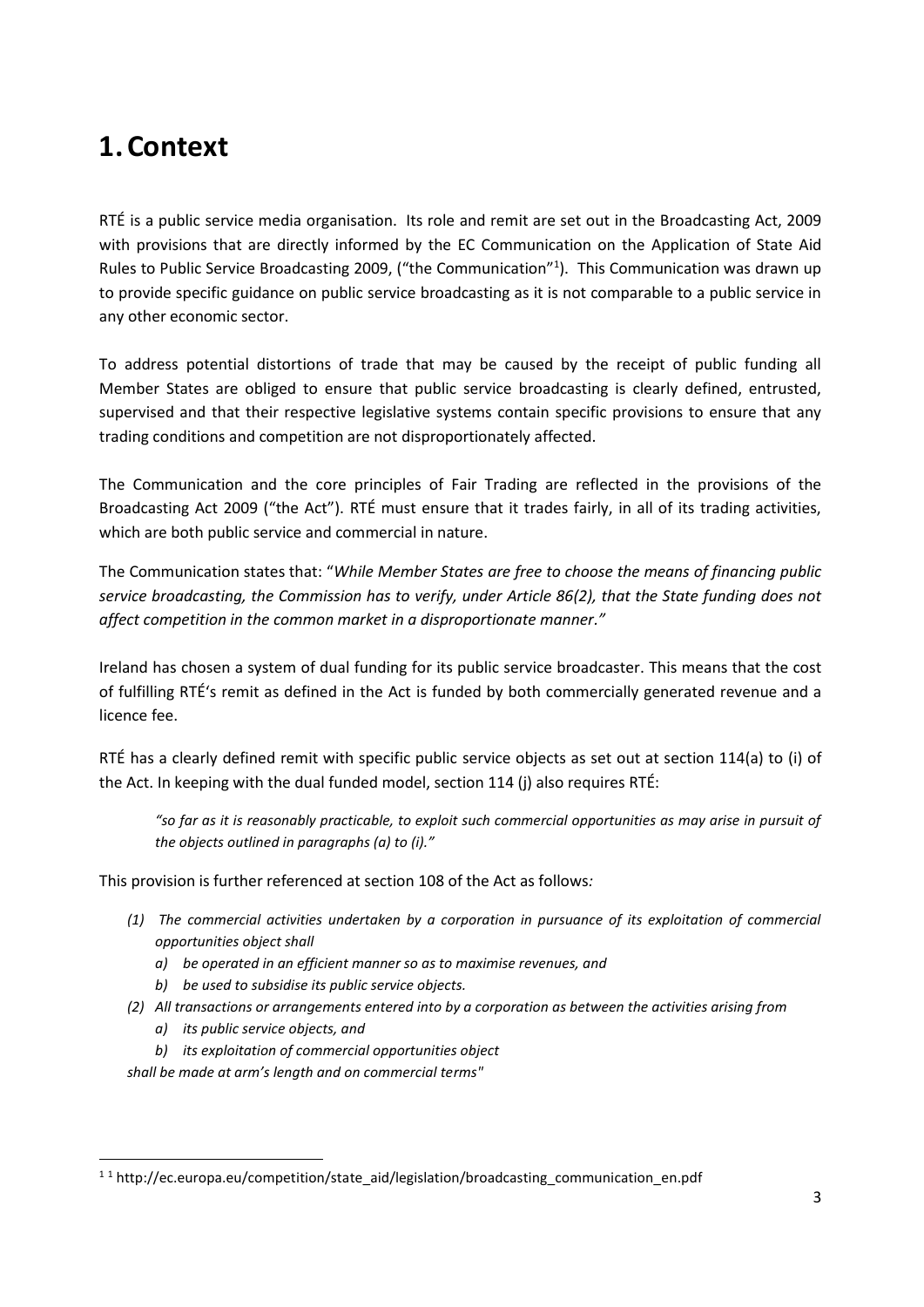# 1. Context

RTÉ is a public service media organisation. Its role and remit are set out in the Broadcasting Act, 2009 with provisions that are directly informed by the EC Communication on the Application of State Aid Rules to Public Service Broadcasting 2009, ("the Communication"[1]). This Communication was drawn up to provide specific guidance on public service broadcasting as it is not comparable to a public service in any other economic sector.

To address potential distortions of trade that may be caused by the receipt of public funding all Member States are obliged to ensure that public service broadcasting is clearly defined, entrusted, supervised and that their respective legislative systems contain specific provisions to ensure that any trading conditions and competition are not disproportionately affected.

The Communication and the core principles of Fair Trading are reflected in the provisions of the Broadcasting Act 2009 ("the Act"). RTÉ must ensure that it trades fairly, in all of its trading activities, which are both public service and commercial in nature.

The Communication states that: "*While Member States are free to choose the means of financing public service broadcasting, the Commission has to verify, under Article 86(2), that the State funding does not affect competition in the common market in a disproportionate manner.*"

Ireland has chosen a system of dual funding for its public service broadcaster. This means that the cost of fulfilling RTÉ's remit as defined in the Act is funded by both commercially generated revenue and a licence fee.

RTÉ has a clearly defined remit with specific public service objects as set out at section 114(a) to (i) of the Act. In keeping with the dual funded model, section 114 (j) also requires RTÉ:

> *"so far as it is reasonably practicable, to exploit such commercial opportunities as may arise in pursuit of the objects outlined in paragraphs (a) to (i)."*

This provision is further referenced at section 108 of the Act as follows*:*

- *(1) The commercial activities undertaken by a corporation in pursuance of its exploitation of commercial opportunities object shall*
  - *a) be operated in an efficient manner so as to maximise revenues, and*
  - *b) be used to subsidise its public service objects.*
- *(2) All transactions or arrangements entered into by a corporation as between the activities arising from*
  - *a) its public service objects, and*
  - *b) its exploitation of commercial opportunities object*

*shall be made at arm's length and on commercial terms"*

---

[1] [1] http://ec.europa.eu/competition/state_aid/legislation/broadcasting_communication_en.pdf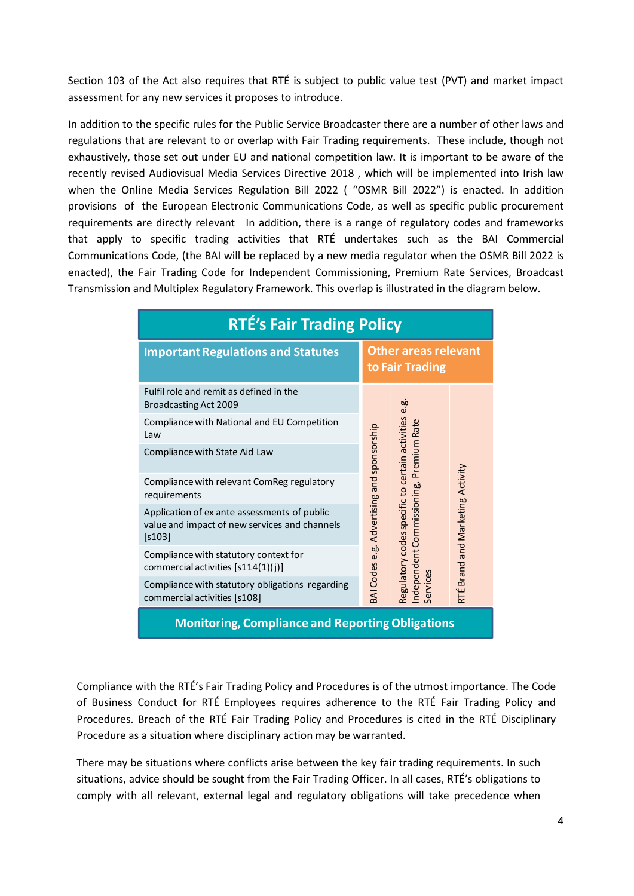Section 103 of the Act also requires that RTÉ is subject to public value test (PVT) and market impact assessment for any new services it proposes to introduce.

In addition to the specific rules for the Public Service Broadcaster there are a number of other laws and regulations that are relevant to or overlap with Fair Trading requirements. These include, though not exhaustively, those set out under EU and national competition law. It is important to be aware of the recently revised Audiovisual Media Services Directive 2018 , which will be implemented into Irish law when the Online Media Services Regulation Bill 2022 ( "OSMR Bill 2022") is enacted. In addition provisions of the European Electronic Communications Code, as well as specific public procurement requirements are directly relevant In addition, there is a range of regulatory codes and frameworks that apply to specific trading activities that RTÉ undertakes such as the BAI Commercial Communications Code, (the BAI will be replaced by a new media regulator when the OSMR Bill 2022 is enacted), the Fair Trading Code for Independent Commissioning, Premium Rate Services, Broadcast Transmission and Multiplex Regulatory Framework. This overlap is illustrated in the diagram below.

**RTÉ's Fair Trading Policy**

| Important Regulations and Statutes | Other areas relevant to Fair Trading | | |
|---|---|---|---|
| Fulfil role and remit as defined in the Broadcasting Act 2009 | BAI Codes e.g. Advertising and sponsorship | Regulatory codes specific to certain activities e.g. Independent Commissioning, Premium Rate Services | RTÉ Brand and Marketing Activity |
| Compliance with National and EU Competition Law | | | |
| Compliance with State Aid Law | | | |
| Compliance with relevant ComReg regulatory requirements | | | |
| Application of ex ante assessments of public value and impact of new services and channels [s103] | | | |
| Compliance with statutory context for commercial activities [s114(1)(j)] | | | |
| Compliance with statutory obligations regarding commercial activities [s108] | | | |

**Monitoring, Compliance and Reporting Obligations**

Compliance with the RTÉ's Fair Trading Policy and Procedures is of the utmost importance. The Code of Business Conduct for RTÉ Employees requires adherence to the RTÉ Fair Trading Policy and Procedures. Breach of the RTÉ Fair Trading Policy and Procedures is cited in the RTÉ Disciplinary Procedure as a situation where disciplinary action may be warranted.

There may be situations where conflicts arise between the key fair trading requirements. In such situations, advice should be sought from the Fair Trading Officer. In all cases, RTÉ's obligations to comply with all relevant, external legal and regulatory obligations will take precedence when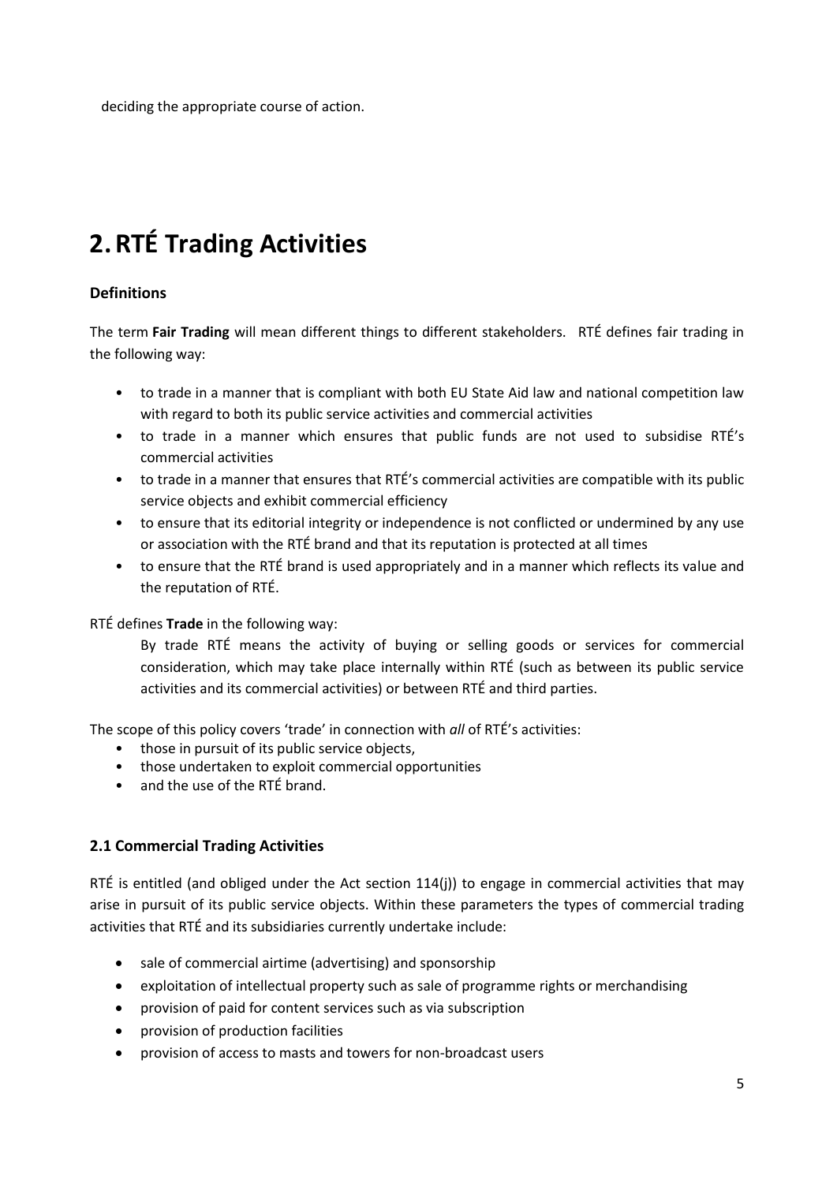deciding the appropriate course of action.

# 2. RTÉ Trading Activities

### Definitions

The term **Fair Trading** will mean different things to different stakeholders. RTÉ defines fair trading in the following way:

- to trade in a manner that is compliant with both EU State Aid law and national competition law with regard to both its public service activities and commercial activities
- to trade in a manner which ensures that public funds are not used to subsidise RTÉ's commercial activities
- to trade in a manner that ensures that RTÉ's commercial activities are compatible with its public service objects and exhibit commercial efficiency
- to ensure that its editorial integrity or independence is not conflicted or undermined by any use or association with the RTÉ brand and that its reputation is protected at all times
- to ensure that the RTÉ brand is used appropriately and in a manner which reflects its value and the reputation of RTÉ.

RTÉ defines **Trade** in the following way:

> By trade RTÉ means the activity of buying or selling goods or services for commercial consideration, which may take place internally within RTÉ (such as between its public service activities and its commercial activities) or between RTÉ and third parties.

The scope of this policy covers 'trade' in connection with *all* of RTÉ's activities:

- those in pursuit of its public service objects,
- those undertaken to exploit commercial opportunities
- and the use of the RTÉ brand.

### 2.1 Commercial Trading Activities

RTÉ is entitled (and obliged under the Act section 114(j)) to engage in commercial activities that may arise in pursuit of its public service objects. Within these parameters the types of commercial trading activities that RTÉ and its subsidiaries currently undertake include:

- sale of commercial airtime (advertising) and sponsorship
- exploitation of intellectual property such as sale of programme rights or merchandising
- provision of paid for content services such as via subscription
- provision of production facilities
- provision of access to masts and towers for non-broadcast users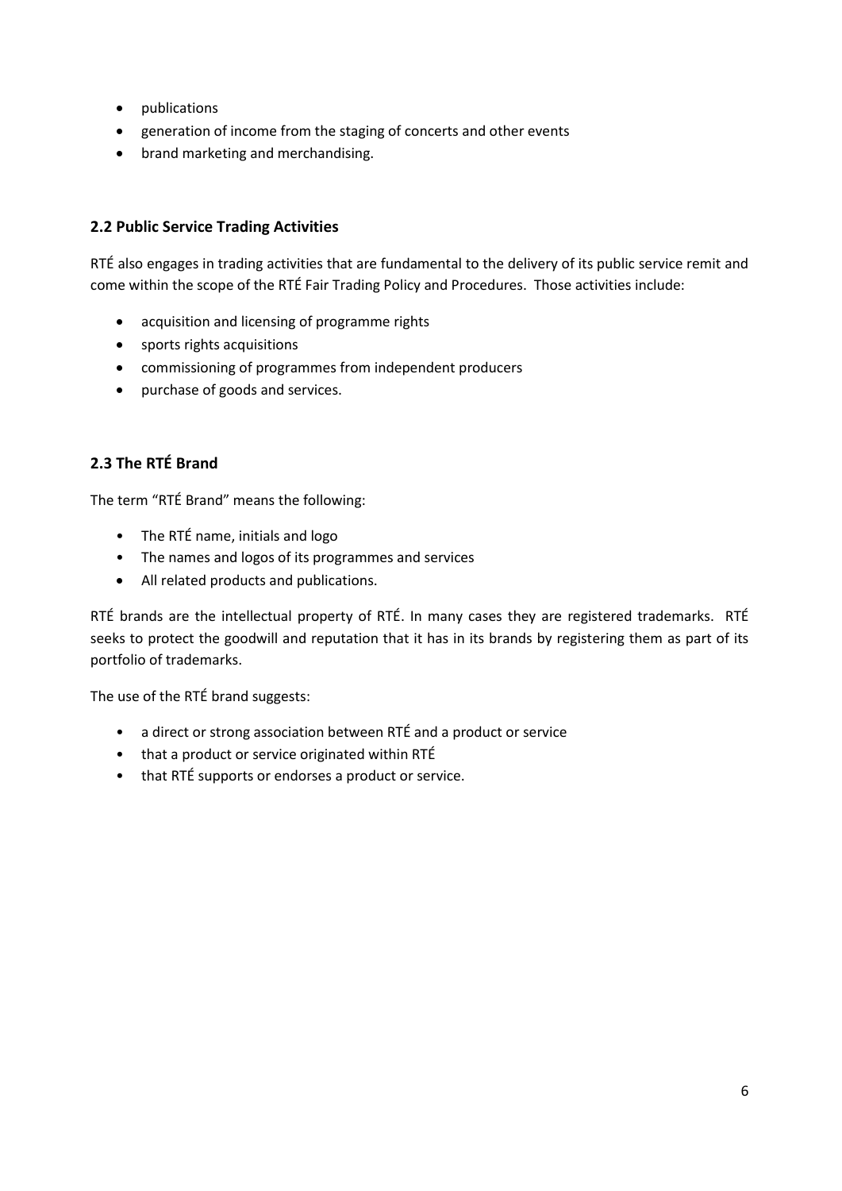- publications
- generation of income from the staging of concerts and other events
- brand marketing and merchandising.

## 2.2 Public Service Trading Activities

RTÉ also engages in trading activities that are fundamental to the delivery of its public service remit and come within the scope of the RTÉ Fair Trading Policy and Procedures. Those activities include:

- acquisition and licensing of programme rights
- sports rights acquisitions
- commissioning of programmes from independent producers
- purchase of goods and services.

## 2.3 The RTÉ Brand

The term "RTÉ Brand" means the following:

- The RTÉ name, initials and logo
- The names and logos of its programmes and services
- All related products and publications.

RTÉ brands are the intellectual property of RTÉ. In many cases they are registered trademarks. RTÉ seeks to protect the goodwill and reputation that it has in its brands by registering them as part of its portfolio of trademarks.

The use of the RTÉ brand suggests:

- a direct or strong association between RTÉ and a product or service
- that a product or service originated within RTÉ
- that RTÉ supports or endorses a product or service.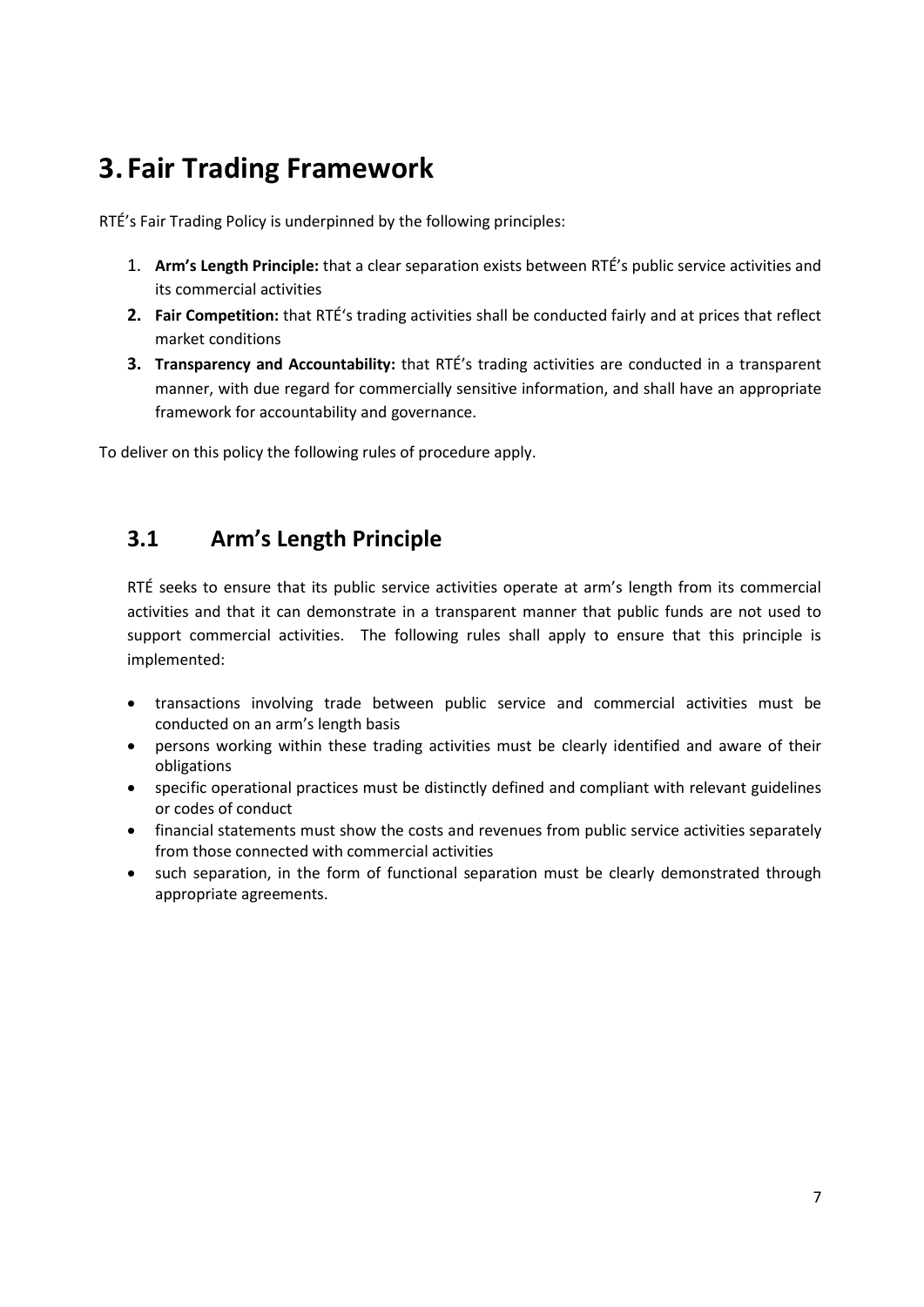# 3. Fair Trading Framework

RTÉ's Fair Trading Policy is underpinned by the following principles:

1. **Arm's Length Principle:** that a clear separation exists between RTÉ's public service activities and its commercial activities
2. **Fair Competition:** that RTÉ's trading activities shall be conducted fairly and at prices that reflect market conditions
3. **Transparency and Accountability:** that RTÉ's trading activities are conducted in a transparent manner, with due regard for commercially sensitive information, and shall have an appropriate framework for accountability and governance.

To deliver on this policy the following rules of procedure apply.

## 3.1 Arm's Length Principle

RTÉ seeks to ensure that its public service activities operate at arm's length from its commercial activities and that it can demonstrate in a transparent manner that public funds are not used to support commercial activities. The following rules shall apply to ensure that this principle is implemented:

- transactions involving trade between public service and commercial activities must be conducted on an arm's length basis
- persons working within these trading activities must be clearly identified and aware of their obligations
- specific operational practices must be distinctly defined and compliant with relevant guidelines or codes of conduct
- financial statements must show the costs and revenues from public service activities separately from those connected with commercial activities
- such separation, in the form of functional separation must be clearly demonstrated through appropriate agreements.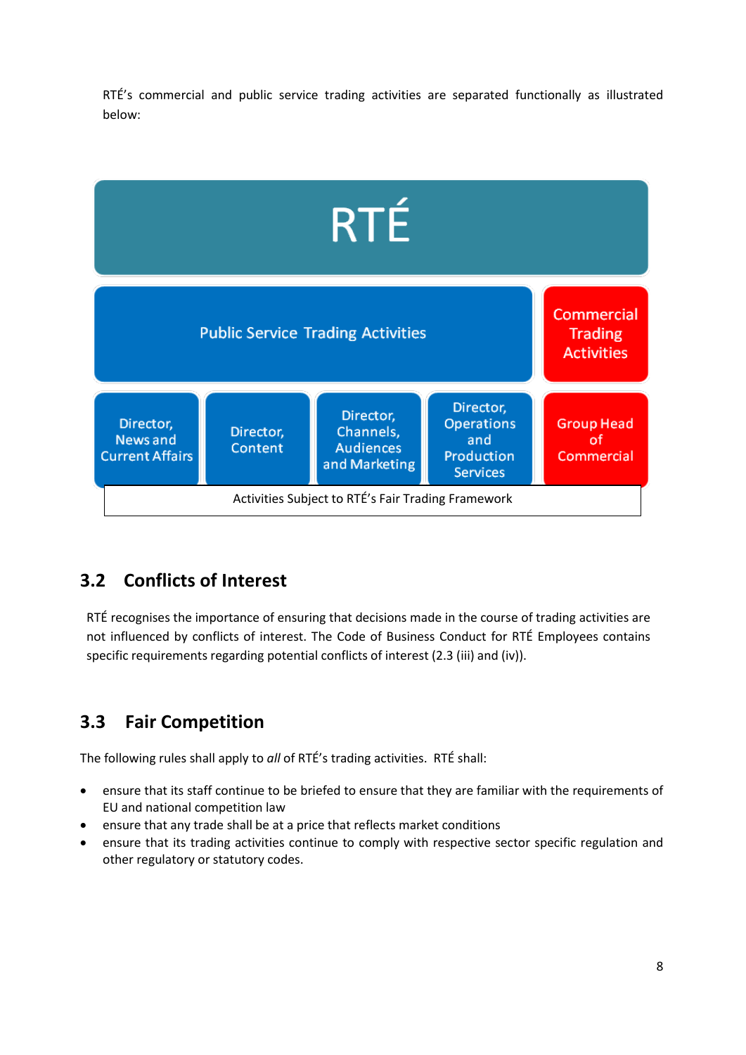RTÉ's commercial and public service trading activities are separated functionally as illustrated below:

RTÉ

| Public Service Trading Activities | | | | Commercial Trading Activities |
|---|---|---|---|---|
| Director, News and Current Affairs | Director, Content | Director, Channels, Audiences and Marketing | Director, Operations and Production Services | Group Head of Commercial |

Activities Subject to RTÉ's Fair Trading Framework

## 3.2 Conflicts of Interest

RTÉ recognises the importance of ensuring that decisions made in the course of trading activities are not influenced by conflicts of interest. The Code of Business Conduct for RTÉ Employees contains specific requirements regarding potential conflicts of interest (2.3 (iii) and (iv)).

## 3.3 Fair Competition

The following rules shall apply to *all* of RTÉ's trading activities. RTÉ shall:

- ensure that its staff continue to be briefed to ensure that they are familiar with the requirements of EU and national competition law
- ensure that any trade shall be at a price that reflects market conditions
- ensure that its trading activities continue to comply with respective sector specific regulation and other regulatory or statutory codes.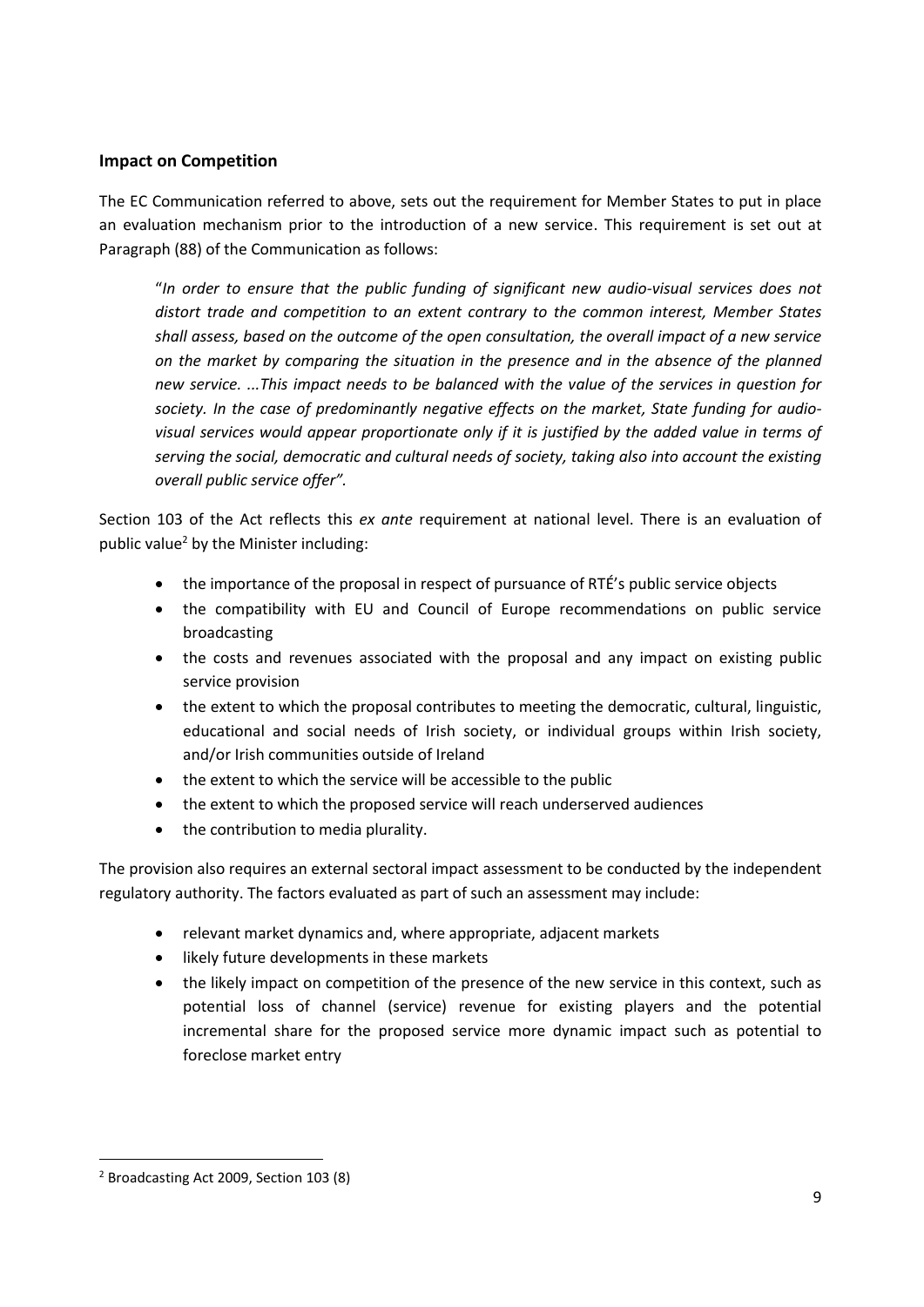### Impact on Competition

The EC Communication referred to above, sets out the requirement for Member States to put in place an evaluation mechanism prior to the introduction of a new service. This requirement is set out at Paragraph (88) of the Communication as follows:

> "*In order to ensure that the public funding of significant new audio-visual services does not distort trade and competition to an extent contrary to the common interest, Member States shall assess, based on the outcome of the open consultation, the overall impact of a new service on the market by comparing the situation in the presence and in the absence of the planned new service. ...This impact needs to be balanced with the value of the services in question for society. In the case of predominantly negative effects on the market, State funding for audio-visual services would appear proportionate only if it is justified by the added value in terms of serving the social, democratic and cultural needs of society, taking also into account the existing overall public service offer"*.

Section 103 of the Act reflects this *ex ante* requirement at national level. There is an evaluation of public value[2] by the Minister including:

- the importance of the proposal in respect of pursuance of RTÉ's public service objects
- the compatibility with EU and Council of Europe recommendations on public service broadcasting
- the costs and revenues associated with the proposal and any impact on existing public service provision
- the extent to which the proposal contributes to meeting the democratic, cultural, linguistic, educational and social needs of Irish society, or individual groups within Irish society, and/or Irish communities outside of Ireland
- the extent to which the service will be accessible to the public
- the extent to which the proposed service will reach underserved audiences
- the contribution to media plurality.

The provision also requires an external sectoral impact assessment to be conducted by the independent regulatory authority. The factors evaluated as part of such an assessment may include:

- relevant market dynamics and, where appropriate, adjacent markets
- likely future developments in these markets
- the likely impact on competition of the presence of the new service in this context, such as potential loss of channel (service) revenue for existing players and the potential incremental share for the proposed service more dynamic impact such as potential to foreclose market entry

[2] Broadcasting Act 2009, Section 103 (8)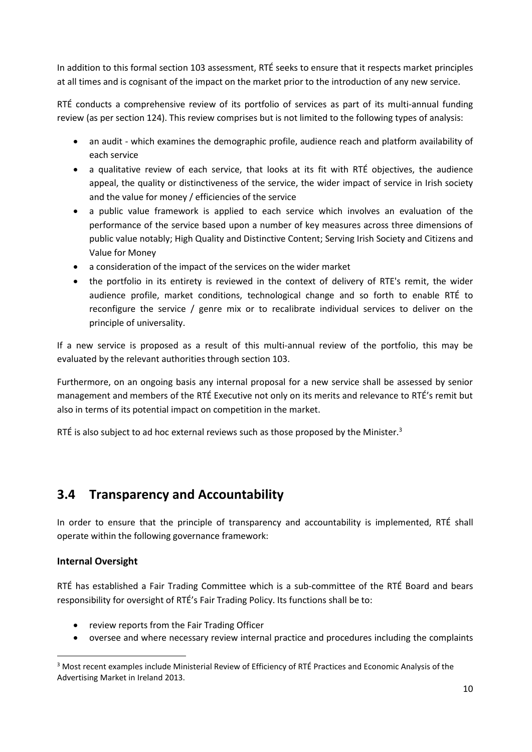In addition to this formal section 103 assessment, RTÉ seeks to ensure that it respects market principles at all times and is cognisant of the impact on the market prior to the introduction of any new service.

RTÉ conducts a comprehensive review of its portfolio of services as part of its multi-annual funding review (as per section 124). This review comprises but is not limited to the following types of analysis:

- an audit - which examines the demographic profile, audience reach and platform availability of each service
- a qualitative review of each service, that looks at its fit with RTÉ objectives, the audience appeal, the quality or distinctiveness of the service, the wider impact of service in Irish society and the value for money / efficiencies of the service
- a public value framework is applied to each service which involves an evaluation of the performance of the service based upon a number of key measures across three dimensions of public value notably; High Quality and Distinctive Content; Serving Irish Society and Citizens and Value for Money
- a consideration of the impact of the services on the wider market
- the portfolio in its entirety is reviewed in the context of delivery of RTE's remit, the wider audience profile, market conditions, technological change and so forth to enable RTÉ to reconfigure the service / genre mix or to recalibrate individual services to deliver on the principle of universality.

If a new service is proposed as a result of this multi-annual review of the portfolio, this may be evaluated by the relevant authorities through section 103.

Furthermore, on an ongoing basis any internal proposal for a new service shall be assessed by senior management and members of the RTÉ Executive not only on its merits and relevance to RTÉ's remit but also in terms of its potential impact on competition in the market.

RTÉ is also subject to ad hoc external reviews such as those proposed by the Minister.[3]

## 3.4 Transparency and Accountability

In order to ensure that the principle of transparency and accountability is implemented, RTÉ shall operate within the following governance framework:

### Internal Oversight

RTÉ has established a Fair Trading Committee which is a sub-committee of the RTÉ Board and bears responsibility for oversight of RTÉ's Fair Trading Policy. Its functions shall be to:

- review reports from the Fair Trading Officer
- oversee and where necessary review internal practice and procedures including the complaints

[3] Most recent examples include Ministerial Review of Efficiency of RTÉ Practices and Economic Analysis of the Advertising Market in Ireland 2013.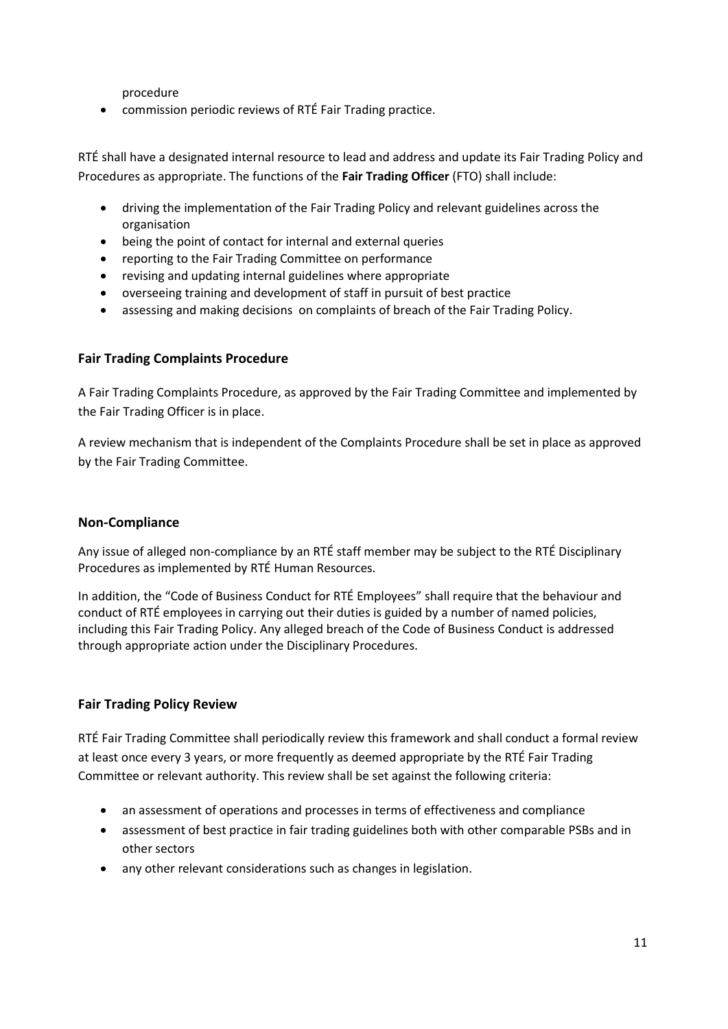procedure

- commission periodic reviews of RTÉ Fair Trading practice.

RTÉ shall have a designated internal resource to lead and address and update its Fair Trading Policy and Procedures as appropriate. The functions of the **Fair Trading Officer** (FTO) shall include:

- driving the implementation of the Fair Trading Policy and relevant guidelines across the organisation
- being the point of contact for internal and external queries
- reporting to the Fair Trading Committee on performance
- revising and updating internal guidelines where appropriate
- overseeing training and development of staff in pursuit of best practice
- assessing and making decisions on complaints of breach of the Fair Trading Policy.

### Fair Trading Complaints Procedure

A Fair Trading Complaints Procedure, as approved by the Fair Trading Committee and implemented by the Fair Trading Officer is in place.

A review mechanism that is independent of the Complaints Procedure shall be set in place as approved by the Fair Trading Committee.

### Non-Compliance

Any issue of alleged non-compliance by an RTÉ staff member may be subject to the RTÉ Disciplinary Procedures as implemented by RTÉ Human Resources.

In addition, the "Code of Business Conduct for RTÉ Employees" shall require that the behaviour and conduct of RTÉ employees in carrying out their duties is guided by a number of named policies, including this Fair Trading Policy. Any alleged breach of the Code of Business Conduct is addressed through appropriate action under the Disciplinary Procedures.

### Fair Trading Policy Review

RTÉ Fair Trading Committee shall periodically review this framework and shall conduct a formal review at least once every 3 years, or more frequently as deemed appropriate by the RTÉ Fair Trading Committee or relevant authority. This review shall be set against the following criteria:

- an assessment of operations and processes in terms of effectiveness and compliance
- assessment of best practice in fair trading guidelines both with other comparable PSBs and in other sectors
- any other relevant considerations such as changes in legislation.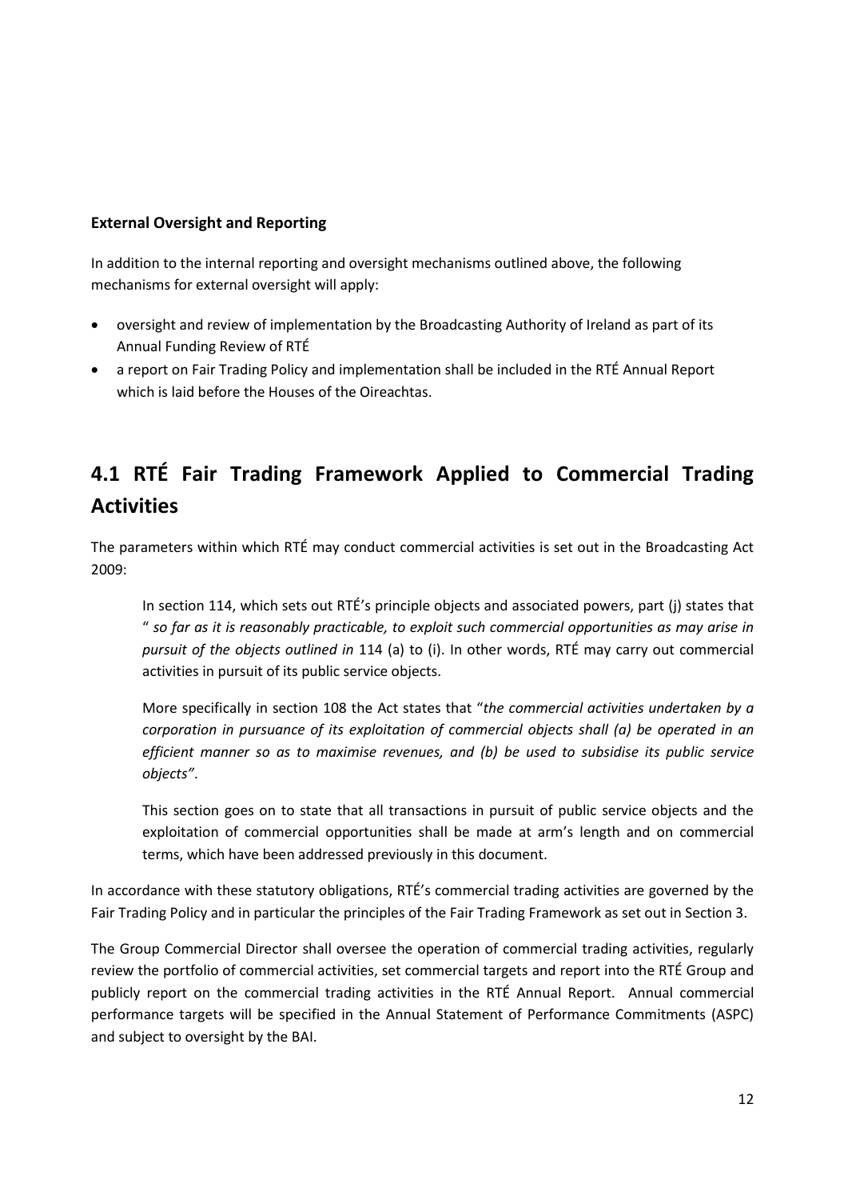**External Oversight and Reporting**

In addition to the internal reporting and oversight mechanisms outlined above, the following mechanisms for external oversight will apply:

- oversight and review of implementation by the Broadcasting Authority of Ireland as part of its Annual Funding Review of RTÉ
- a report on Fair Trading Policy and implementation shall be included in the RTÉ Annual Report which is laid before the Houses of the Oireachtas.

## 4.1 RTÉ Fair Trading Framework Applied to Commercial Trading Activities

The parameters within which RTÉ may conduct commercial activities is set out in the Broadcasting Act 2009:

> In section 114, which sets out RTÉ's principle objects and associated powers, part (j) states that " *so far as it is reasonably practicable, to exploit such commercial opportunities as may arise in pursuit of the objects outlined in* 114 (a) to (i). In other words, RTÉ may carry out commercial activities in pursuit of its public service objects.
>
> More specifically in section 108 the Act states that "*the commercial activities undertaken by a corporation in pursuance of its exploitation of commercial objects shall (a) be operated in an efficient manner so as to maximise revenues, and (b) be used to subsidise its public service objects"*.
>
> This section goes on to state that all transactions in pursuit of public service objects and the exploitation of commercial opportunities shall be made at arm's length and on commercial terms, which have been addressed previously in this document.

In accordance with these statutory obligations, RTÉ's commercial trading activities are governed by the Fair Trading Policy and in particular the principles of the Fair Trading Framework as set out in Section 3.

The Group Commercial Director shall oversee the operation of commercial trading activities, regularly review the portfolio of commercial activities, set commercial targets and report into the RTÉ Group and publicly report on the commercial trading activities in the RTÉ Annual Report. Annual commercial performance targets will be specified in the Annual Statement of Performance Commitments (ASPC) and subject to oversight by the BAI.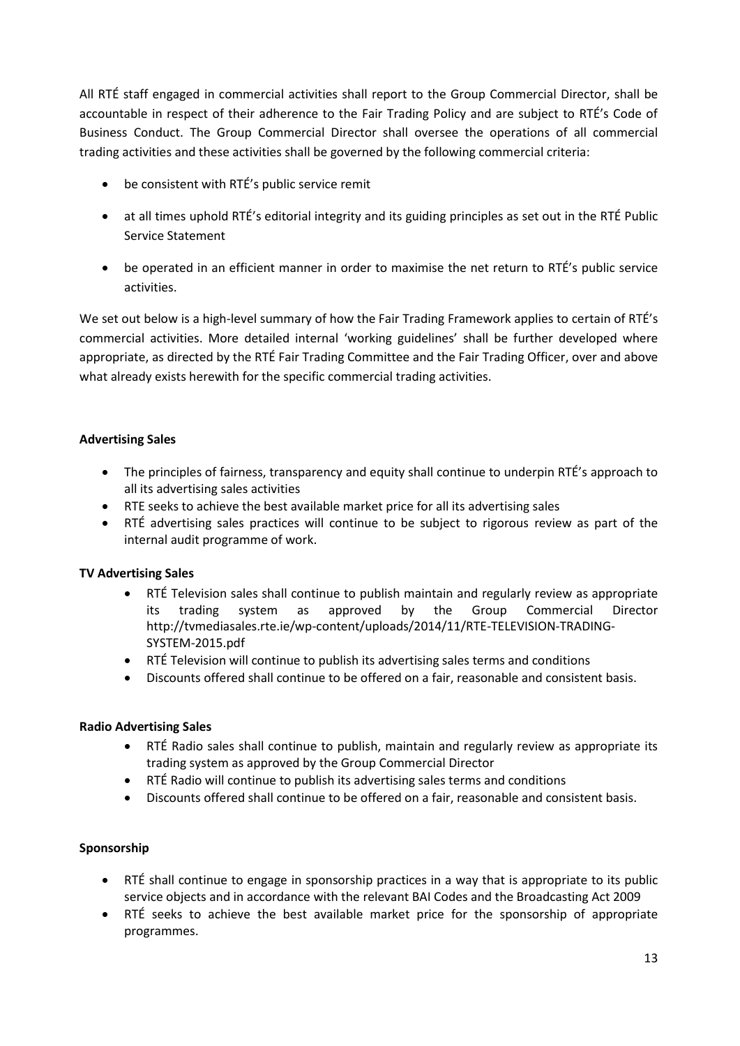All RTÉ staff engaged in commercial activities shall report to the Group Commercial Director, shall be accountable in respect of their adherence to the Fair Trading Policy and are subject to RTÉ's Code of Business Conduct. The Group Commercial Director shall oversee the operations of all commercial trading activities and these activities shall be governed by the following commercial criteria:

- be consistent with RTÉ's public service remit
- at all times uphold RTÉ's editorial integrity and its guiding principles as set out in the RTÉ Public Service Statement
- be operated in an efficient manner in order to maximise the net return to RTÉ's public service activities.

We set out below is a high-level summary of how the Fair Trading Framework applies to certain of RTÉ's commercial activities. More detailed internal 'working guidelines' shall be further developed where appropriate, as directed by the RTÉ Fair Trading Committee and the Fair Trading Officer, over and above what already exists herewith for the specific commercial trading activities.

**Advertising Sales**

- The principles of fairness, transparency and equity shall continue to underpin RTÉ's approach to all its advertising sales activities
- RTE seeks to achieve the best available market price for all its advertising sales
- RTÉ advertising sales practices will continue to be subject to rigorous review as part of the internal audit programme of work.

**TV Advertising Sales**

- RTÉ Television sales shall continue to publish maintain and regularly review as appropriate its trading system as approved by the Group Commercial Director http://tvmediasales.rte.ie/wp-content/uploads/2014/11/RTE-TELEVISION-TRADING-SYSTEM-2015.pdf
- RTÉ Television will continue to publish its advertising sales terms and conditions
- Discounts offered shall continue to be offered on a fair, reasonable and consistent basis.

**Radio Advertising Sales**

- RTÉ Radio sales shall continue to publish, maintain and regularly review as appropriate its trading system as approved by the Group Commercial Director
- RTÉ Radio will continue to publish its advertising sales terms and conditions
- Discounts offered shall continue to be offered on a fair, reasonable and consistent basis.

**Sponsorship**

- RTÉ shall continue to engage in sponsorship practices in a way that is appropriate to its public service objects and in accordance with the relevant BAI Codes and the Broadcasting Act 2009
- RTÉ seeks to achieve the best available market price for the sponsorship of appropriate programmes.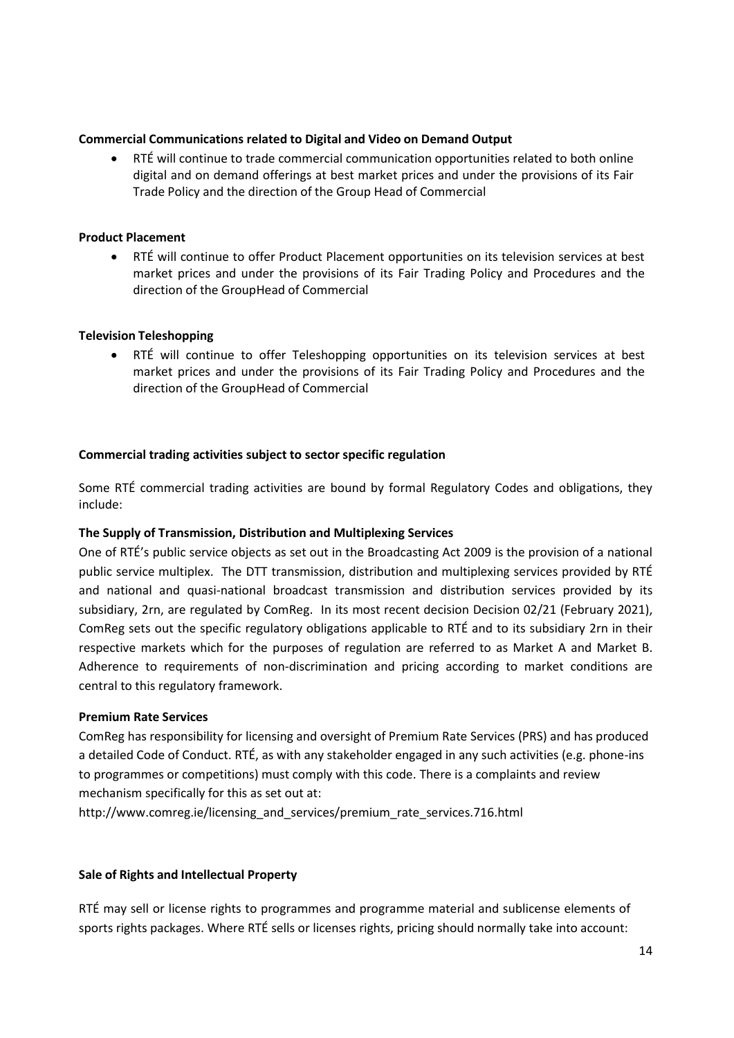**Commercial Communications related to Digital and Video on Demand Output**

- RTÉ will continue to trade commercial communication opportunities related to both online digital and on demand offerings at best market prices and under the provisions of its Fair Trade Policy and the direction of the Group Head of Commercial

**Product Placement**

- RTÉ will continue to offer Product Placement opportunities on its television services at best market prices and under the provisions of its Fair Trading Policy and Procedures and the direction of the GroupHead of Commercial

**Television Teleshopping**

- RTÉ will continue to offer Teleshopping opportunities on its television services at best market prices and under the provisions of its Fair Trading Policy and Procedures and the direction of the GroupHead of Commercial

**Commercial trading activities subject to sector specific regulation**

Some RTÉ commercial trading activities are bound by formal Regulatory Codes and obligations, they include:

**The Supply of Transmission, Distribution and Multiplexing Services**

One of RTÉ's public service objects as set out in the Broadcasting Act 2009 is the provision of a national public service multiplex. The DTT transmission, distribution and multiplexing services provided by RTÉ and national and quasi-national broadcast transmission and distribution services provided by its subsidiary, 2rn, are regulated by ComReg. In its most recent decision Decision 02/21 (February 2021), ComReg sets out the specific regulatory obligations applicable to RTÉ and to its subsidiary 2rn in their respective markets which for the purposes of regulation are referred to as Market A and Market B. Adherence to requirements of non-discrimination and pricing according to market conditions are central to this regulatory framework.

**Premium Rate Services**

ComReg has responsibility for licensing and oversight of Premium Rate Services (PRS) and has produced a detailed Code of Conduct. RTÉ, as with any stakeholder engaged in any such activities (e.g. phone-ins to programmes or competitions) must comply with this code. There is a complaints and review mechanism specifically for this as set out at:
http://www.comreg.ie/licensing_and_services/premium_rate_services.716.html

**Sale of Rights and Intellectual Property**

RTÉ may sell or license rights to programmes and programme material and sublicense elements of sports rights packages. Where RTÉ sells or licenses rights, pricing should normally take into account: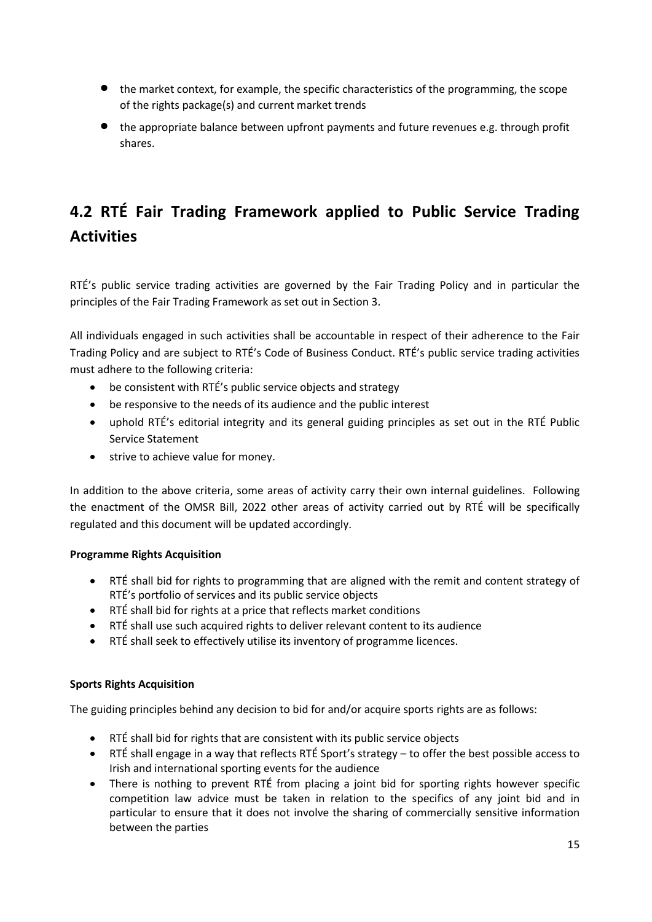- the market context, for example, the specific characteristics of the programming, the scope of the rights package(s) and current market trends
- the appropriate balance between upfront payments and future revenues e.g. through profit shares.

## 4.2 RTÉ Fair Trading Framework applied to Public Service Trading Activities

RTÉ's public service trading activities are governed by the Fair Trading Policy and in particular the principles of the Fair Trading Framework as set out in Section 3.

All individuals engaged in such activities shall be accountable in respect of their adherence to the Fair Trading Policy and are subject to RTÉ's Code of Business Conduct. RTÉ's public service trading activities must adhere to the following criteria:

- be consistent with RTÉ's public service objects and strategy
- be responsive to the needs of its audience and the public interest
- uphold RTÉ's editorial integrity and its general guiding principles as set out in the RTÉ Public Service Statement
- strive to achieve value for money.

In addition to the above criteria, some areas of activity carry their own internal guidelines. Following the enactment of the OMSR Bill, 2022 other areas of activity carried out by RTÉ will be specifically regulated and this document will be updated accordingly.

**Programme Rights Acquisition**

- RTÉ shall bid for rights to programming that are aligned with the remit and content strategy of RTÉ's portfolio of services and its public service objects
- RTÉ shall bid for rights at a price that reflects market conditions
- RTÉ shall use such acquired rights to deliver relevant content to its audience
- RTÉ shall seek to effectively utilise its inventory of programme licences.

**Sports Rights Acquisition**

The guiding principles behind any decision to bid for and/or acquire sports rights are as follows:

- RTÉ shall bid for rights that are consistent with its public service objects
- RTÉ shall engage in a way that reflects RTÉ Sport's strategy – to offer the best possible access to Irish and international sporting events for the audience
- There is nothing to prevent RTÉ from placing a joint bid for sporting rights however specific competition law advice must be taken in relation to the specifics of any joint bid and in particular to ensure that it does not involve the sharing of commercially sensitive information between the parties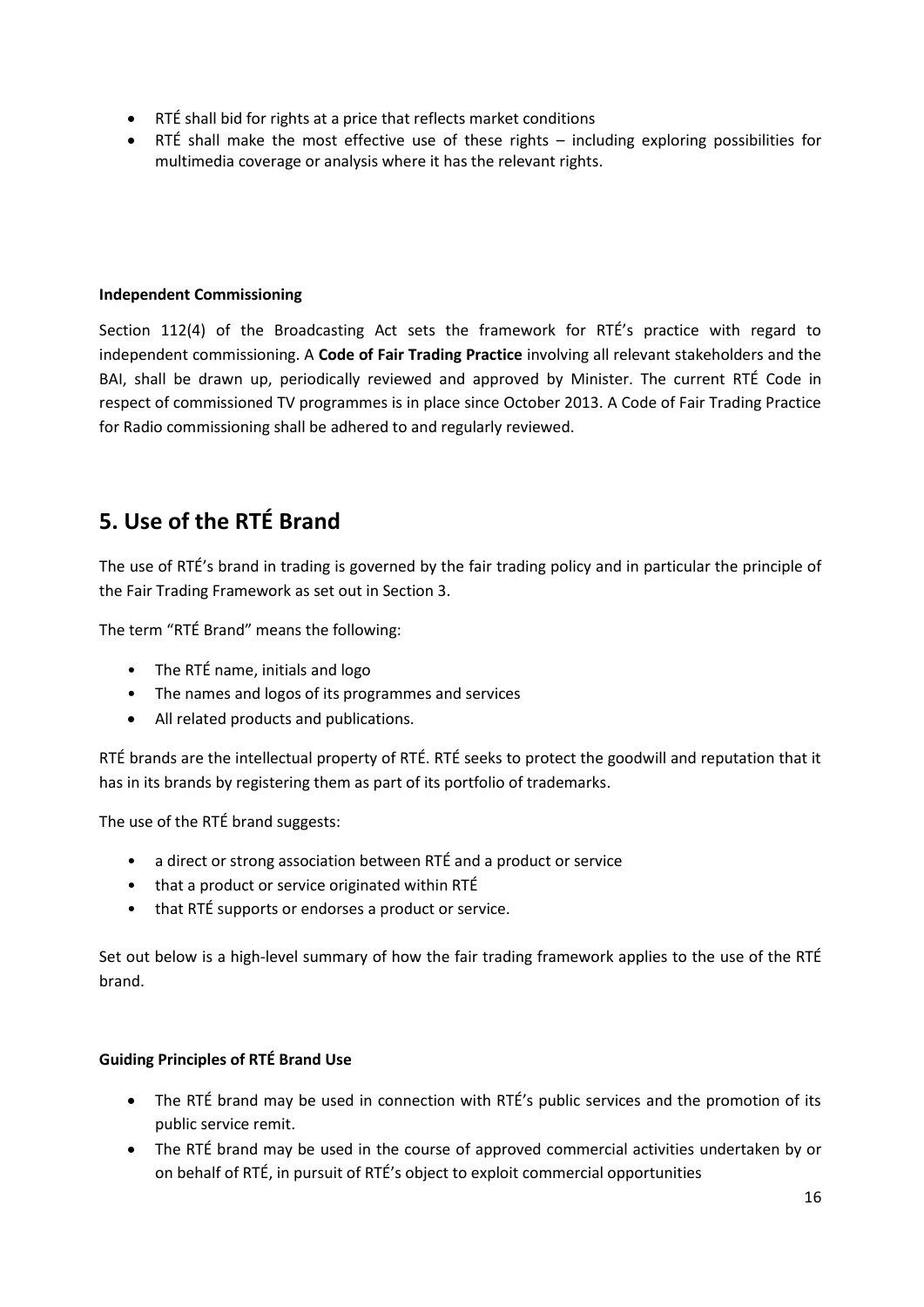- RTÉ shall bid for rights at a price that reflects market conditions
- RTÉ shall make the most effective use of these rights – including exploring possibilities for multimedia coverage or analysis where it has the relevant rights.

**Independent Commissioning**

Section 112(4) of the Broadcasting Act sets the framework for RTÉ's practice with regard to independent commissioning. A **Code of Fair Trading Practice** involving all relevant stakeholders and the BAI, shall be drawn up, periodically reviewed and approved by Minister. The current RTÉ Code in respect of commissioned TV programmes is in place since October 2013. A Code of Fair Trading Practice for Radio commissioning shall be adhered to and regularly reviewed.

## 5. Use of the RTÉ Brand

The use of RTÉ's brand in trading is governed by the fair trading policy and in particular the principle of the Fair Trading Framework as set out in Section 3.

The term "RTÉ Brand" means the following:

- The RTÉ name, initials and logo
- The names and logos of its programmes and services
- All related products and publications.

RTÉ brands are the intellectual property of RTÉ. RTÉ seeks to protect the goodwill and reputation that it has in its brands by registering them as part of its portfolio of trademarks.

The use of the RTÉ brand suggests:

- a direct or strong association between RTÉ and a product or service
- that a product or service originated within RTÉ
- that RTÉ supports or endorses a product or service.

Set out below is a high-level summary of how the fair trading framework applies to the use of the RTÉ brand.

**Guiding Principles of RTÉ Brand Use**

- The RTÉ brand may be used in connection with RTÉ's public services and the promotion of its public service remit.
- The RTÉ brand may be used in the course of approved commercial activities undertaken by or on behalf of RTÉ, in pursuit of RTÉ's object to exploit commercial opportunities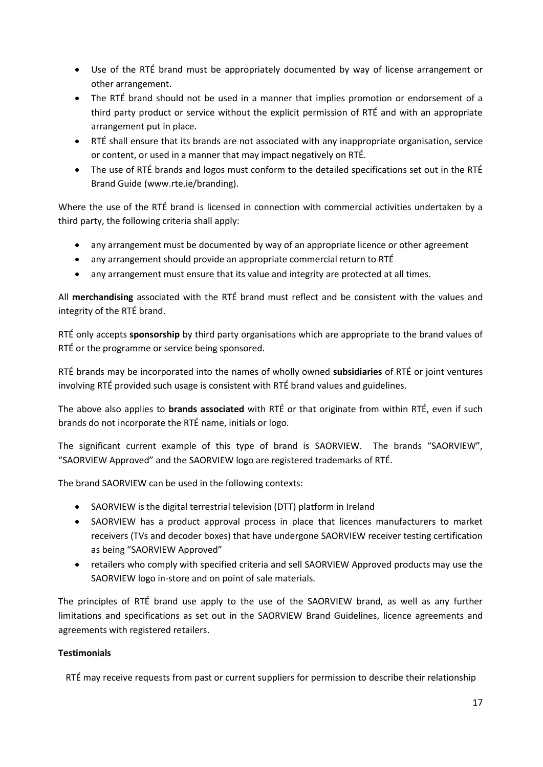- Use of the RTÉ brand must be appropriately documented by way of license arrangement or other arrangement.
- The RTÉ brand should not be used in a manner that implies promotion or endorsement of a third party product or service without the explicit permission of RTÉ and with an appropriate arrangement put in place.
- RTÉ shall ensure that its brands are not associated with any inappropriate organisation, service or content, or used in a manner that may impact negatively on RTÉ.
- The use of RTÉ brands and logos must conform to the detailed specifications set out in the RTÉ Brand Guide (www.rte.ie/branding).

Where the use of the RTÉ brand is licensed in connection with commercial activities undertaken by a third party, the following criteria shall apply:

- any arrangement must be documented by way of an appropriate licence or other agreement
- any arrangement should provide an appropriate commercial return to RTÉ
- any arrangement must ensure that its value and integrity are protected at all times.

All **merchandising** associated with the RTÉ brand must reflect and be consistent with the values and integrity of the RTÉ brand.

RTÉ only accepts **sponsorship** by third party organisations which are appropriate to the brand values of RTÉ or the programme or service being sponsored.

RTÉ brands may be incorporated into the names of wholly owned **subsidiaries** of RTÉ or joint ventures involving RTÉ provided such usage is consistent with RTÉ brand values and guidelines.

The above also applies to **brands associated** with RTÉ or that originate from within RTÉ, even if such brands do not incorporate the RTÉ name, initials or logo.

The significant current example of this type of brand is SAORVIEW. The brands "SAORVIEW", "SAORVIEW Approved" and the SAORVIEW logo are registered trademarks of RTÉ.

The brand SAORVIEW can be used in the following contexts:

- SAORVIEW is the digital terrestrial television (DTT) platform in Ireland
- SAORVIEW has a product approval process in place that licences manufacturers to market receivers (TVs and decoder boxes) that have undergone SAORVIEW receiver testing certification as being "SAORVIEW Approved"
- retailers who comply with specified criteria and sell SAORVIEW Approved products may use the SAORVIEW logo in-store and on point of sale materials.

The principles of RTÉ brand use apply to the use of the SAORVIEW brand, as well as any further limitations and specifications as set out in the SAORVIEW Brand Guidelines, licence agreements and agreements with registered retailers.

**Testimonials**

RTÉ may receive requests from past or current suppliers for permission to describe their relationship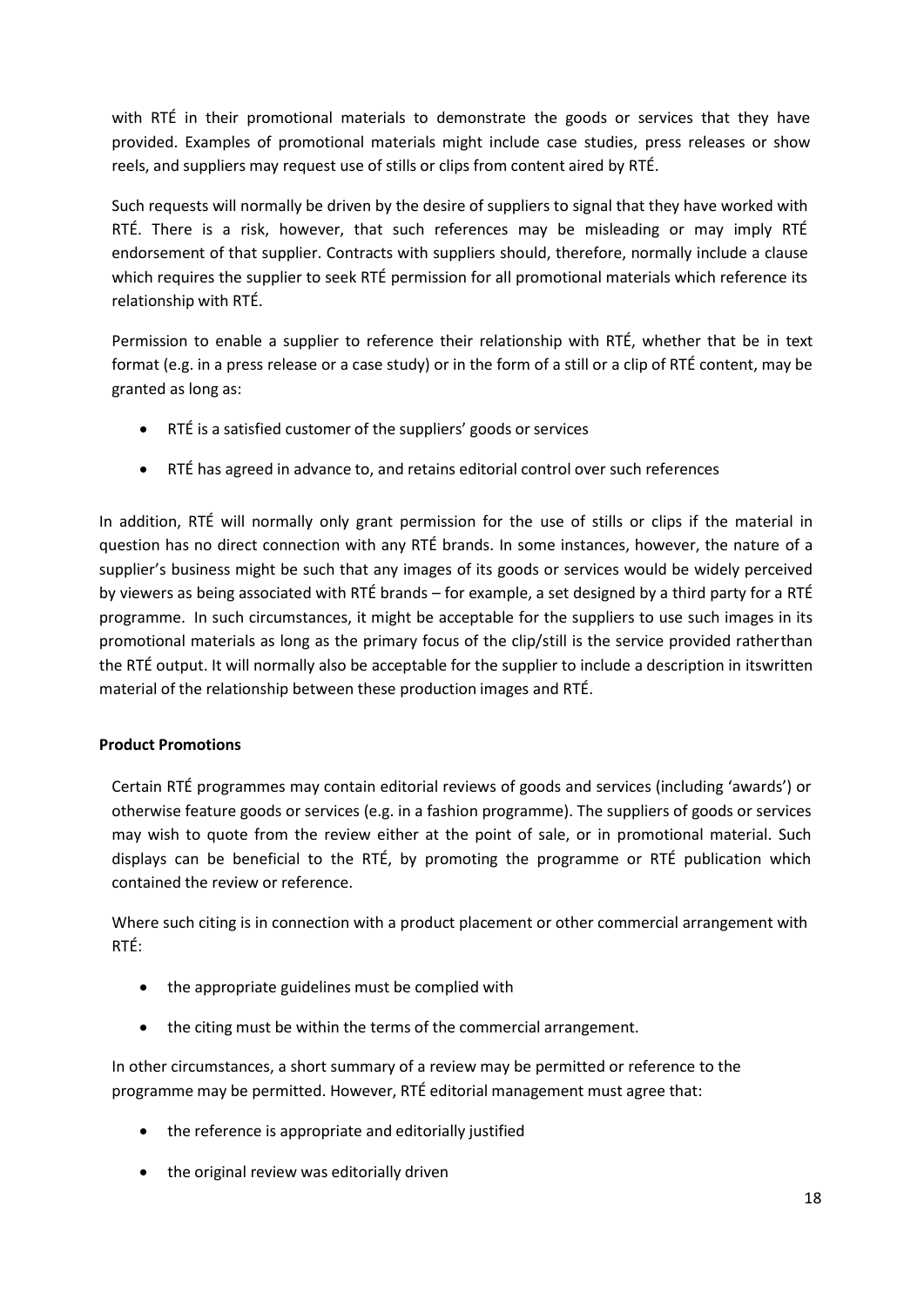with RTÉ in their promotional materials to demonstrate the goods or services that they have provided. Examples of promotional materials might include case studies, press releases or show reels, and suppliers may request use of stills or clips from content aired by RTÉ.

Such requests will normally be driven by the desire of suppliers to signal that they have worked with RTÉ. There is a risk, however, that such references may be misleading or may imply RTÉ endorsement of that supplier. Contracts with suppliers should, therefore, normally include a clause which requires the supplier to seek RTÉ permission for all promotional materials which reference its relationship with RTÉ.

Permission to enable a supplier to reference their relationship with RTÉ, whether that be in text format (e.g. in a press release or a case study) or in the form of a still or a clip of RTÉ content, may be granted as long as:

- RTÉ is a satisfied customer of the suppliers' goods or services
- RTÉ has agreed in advance to, and retains editorial control over such references

In addition, RTÉ will normally only grant permission for the use of stills or clips if the material in question has no direct connection with any RTÉ brands. In some instances, however, the nature of a supplier's business might be such that any images of its goods or services would be widely perceived by viewers as being associated with RTÉ brands – for example, a set designed by a third party for a RTÉ programme. In such circumstances, it might be acceptable for the suppliers to use such images in its promotional materials as long as the primary focus of the clip/still is the service provided ratherthan the RTÉ output. It will normally also be acceptable for the supplier to include a description in itswritten material of the relationship between these production images and RTÉ.

**Product Promotions**

Certain RTÉ programmes may contain editorial reviews of goods and services (including 'awards') or otherwise feature goods or services (e.g. in a fashion programme). The suppliers of goods or services may wish to quote from the review either at the point of sale, or in promotional material. Such displays can be beneficial to the RTÉ, by promoting the programme or RTÉ publication which contained the review or reference.

Where such citing is in connection with a product placement or other commercial arrangement with RTÉ:

- the appropriate guidelines must be complied with
- the citing must be within the terms of the commercial arrangement.

In other circumstances, a short summary of a review may be permitted or reference to the programme may be permitted. However, RTÉ editorial management must agree that:

- the reference is appropriate and editorially justified
- the original review was editorially driven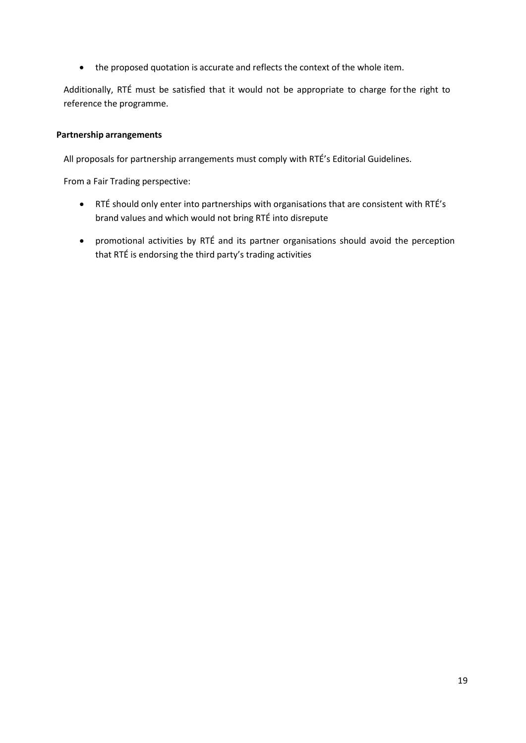- the proposed quotation is accurate and reflects the context of the whole item.

Additionally, RTÉ must be satisfied that it would not be appropriate to charge for the right to reference the programme.

**Partnership arrangements**

All proposals for partnership arrangements must comply with RTÉ's Editorial Guidelines.

From a Fair Trading perspective:

- RTÉ should only enter into partnerships with organisations that are consistent with RTÉ's brand values and which would not bring RTÉ into disrepute
- promotional activities by RTÉ and its partner organisations should avoid the perception that RTÉ is endorsing the third party's trading activities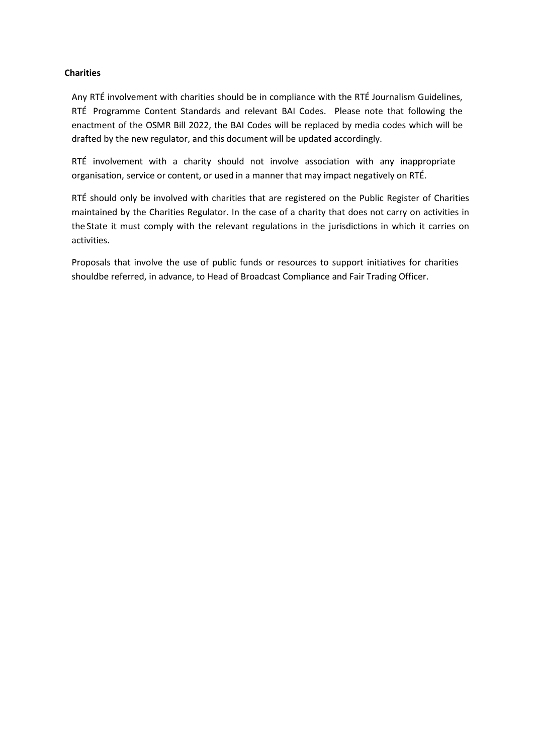**Charities**

Any RTÉ involvement with charities should be in compliance with the RTÉ Journalism Guidelines, RTÉ Programme Content Standards and relevant BAI Codes. Please note that following the enactment of the OSMR Bill 2022, the BAI Codes will be replaced by media codes which will be drafted by the new regulator, and this document will be updated accordingly.

RTÉ involvement with a charity should not involve association with any inappropriate organisation, service or content, or used in a manner that may impact negatively on RTÉ.

RTÉ should only be involved with charities that are registered on the Public Register of Charities maintained by the Charities Regulator. In the case of a charity that does not carry on activities in the State it must comply with the relevant regulations in the jurisdictions in which it carries on activities.

Proposals that involve the use of public funds or resources to support initiatives for charities shouldbe referred, in advance, to Head of Broadcast Compliance and Fair Trading Officer.